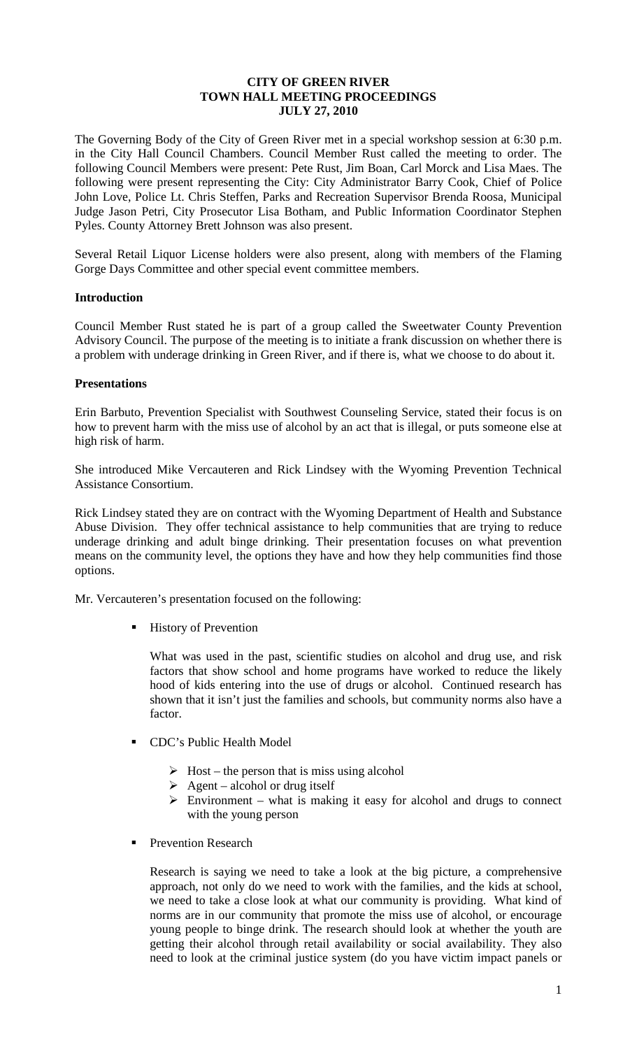**CITY OF GREEN RIVER**
**TOWN HALL MEETING PROCEEDINGS**
**JULY 27, 2010**

The Governing Body of the City of Green River met in a special workshop session at 6:30 p.m. in the City Hall Council Chambers. Council Member Rust called the meeting to order. The following Council Members were present: Pete Rust, Jim Boan, Carl Morck and Lisa Maes. The following were present representing the City: City Administrator Barry Cook, Chief of Police John Love, Police Lt. Chris Steffen, Parks and Recreation Supervisor Brenda Roosa, Municipal Judge Jason Petri, City Prosecutor Lisa Botham, and Public Information Coordinator Stephen Pyles. County Attorney Brett Johnson was also present.

Several Retail Liquor License holders were also present, along with members of the Flaming Gorge Days Committee and other special event committee members.

## Introduction

Council Member Rust stated he is part of a group called the Sweetwater County Prevention Advisory Council. The purpose of the meeting is to initiate a frank discussion on whether there is a problem with underage drinking in Green River, and if there is, what we choose to do about it.

## Presentations

Erin Barbuto, Prevention Specialist with Southwest Counseling Service, stated their focus is on how to prevent harm with the miss use of alcohol by an act that is illegal, or puts someone else at high risk of harm.

She introduced Mike Vercauteren and Rick Lindsey with the Wyoming Prevention Technical Assistance Consortium.

Rick Lindsey stated they are on contract with the Wyoming Department of Health and Substance Abuse Division. They offer technical assistance to help communities that are trying to reduce underage drinking and adult binge drinking. Their presentation focuses on what prevention means on the community level, the options they have and how they help communities find those options.

Mr. Vercauteren's presentation focused on the following:

- History of Prevention

  What was used in the past, scientific studies on alcohol and drug use, and risk factors that show school and home programs have worked to reduce the likely hood of kids entering into the use of drugs or alcohol. Continued research has shown that it isn't just the families and schools, but community norms also have a factor.

- CDC's Public Health Model

  - Host – the person that is miss using alcohol
  - Agent – alcohol or drug itself
  - Environment – what is making it easy for alcohol and drugs to connect with the young person

- Prevention Research

  Research is saying we need to take a look at the big picture, a comprehensive approach, not only do we need to work with the families, and the kids at school, we need to take a close look at what our community is providing. What kind of norms are in our community that promote the miss use of alcohol, or encourage young people to binge drink. The research should look at whether the youth are getting their alcohol through retail availability or social availability. They also need to look at the criminal justice system (do you have victim impact panels or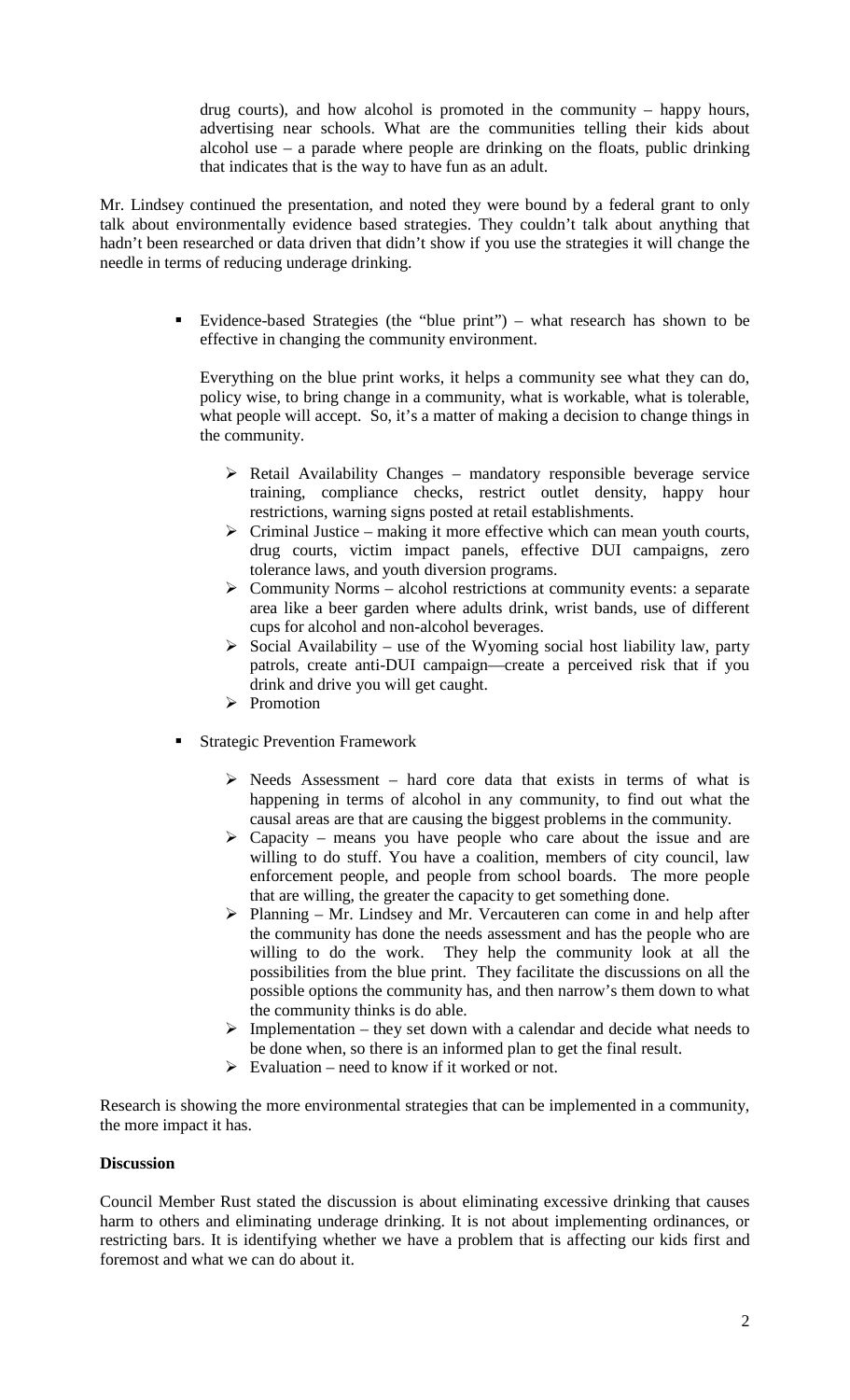drug courts), and how alcohol is promoted in the community – happy hours, advertising near schools. What are the communities telling their kids about alcohol use – a parade where people are drinking on the floats, public drinking that indicates that is the way to have fun as an adult.

Mr. Lindsey continued the presentation, and noted they were bound by a federal grant to only talk about environmentally evidence based strategies. They couldn't talk about anything that hadn't been researched or data driven that didn't show if you use the strategies it will change the needle in terms of reducing underage drinking.

- Evidence-based Strategies (the "blue print") – what research has shown to be effective in changing the community environment.

  Everything on the blue print works, it helps a community see what they can do, policy wise, to bring change in a community, what is workable, what is tolerable, what people will accept. So, it's a matter of making a decision to change things in the community.

  - Retail Availability Changes – mandatory responsible beverage service training, compliance checks, restrict outlet density, happy hour restrictions, warning signs posted at retail establishments.
  - Criminal Justice – making it more effective which can mean youth courts, drug courts, victim impact panels, effective DUI campaigns, zero tolerance laws, and youth diversion programs.
  - Community Norms – alcohol restrictions at community events: a separate area like a beer garden where adults drink, wrist bands, use of different cups for alcohol and non-alcohol beverages.
  - Social Availability – use of the Wyoming social host liability law, party patrols, create anti-DUI campaign—create a perceived risk that if you drink and drive you will get caught.
  - Promotion

- Strategic Prevention Framework

  - Needs Assessment – hard core data that exists in terms of what is happening in terms of alcohol in any community, to find out what the causal areas are that are causing the biggest problems in the community.
  - Capacity – means you have people who care about the issue and are willing to do stuff. You have a coalition, members of city council, law enforcement people, and people from school boards. The more people that are willing, the greater the capacity to get something done.
  - Planning – Mr. Lindsey and Mr. Vercauteren can come in and help after the community has done the needs assessment and has the people who are willing to do the work. They help the community look at all the possibilities from the blue print. They facilitate the discussions on all the possible options the community has, and then narrow's them down to what the community thinks is do able.
  - Implementation – they set down with a calendar and decide what needs to be done when, so there is an informed plan to get the final result.
  - Evaluation – need to know if it worked or not.

Research is showing the more environmental strategies that can be implemented in a community, the more impact it has.

**Discussion**

Council Member Rust stated the discussion is about eliminating excessive drinking that causes harm to others and eliminating underage drinking. It is not about implementing ordinances, or restricting bars. It is identifying whether we have a problem that is affecting our kids first and foremost and what we can do about it.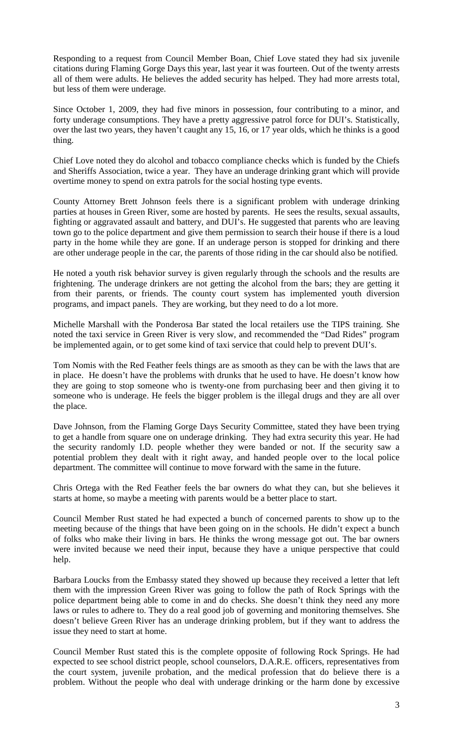Responding to a request from Council Member Boan, Chief Love stated they had six juvenile citations during Flaming Gorge Days this year, last year it was fourteen. Out of the twenty arrests all of them were adults. He believes the added security has helped. They had more arrests total, but less of them were underage.

Since October 1, 2009, they had five minors in possession, four contributing to a minor, and forty underage consumptions. They have a pretty aggressive patrol force for DUI's. Statistically, over the last two years, they haven't caught any 15, 16, or 17 year olds, which he thinks is a good thing.

Chief Love noted they do alcohol and tobacco compliance checks which is funded by the Chiefs and Sheriffs Association, twice a year. They have an underage drinking grant which will provide overtime money to spend on extra patrols for the social hosting type events.

County Attorney Brett Johnson feels there is a significant problem with underage drinking parties at houses in Green River, some are hosted by parents. He sees the results, sexual assaults, fighting or aggravated assault and battery, and DUI's. He suggested that parents who are leaving town go to the police department and give them permission to search their house if there is a loud party in the home while they are gone. If an underage person is stopped for drinking and there are other underage people in the car, the parents of those riding in the car should also be notified.

He noted a youth risk behavior survey is given regularly through the schools and the results are frightening. The underage drinkers are not getting the alcohol from the bars; they are getting it from their parents, or friends. The county court system has implemented youth diversion programs, and impact panels. They are working, but they need to do a lot more.

Michelle Marshall with the Ponderosa Bar stated the local retailers use the TIPS training. She noted the taxi service in Green River is very slow, and recommended the "Dad Rides" program be implemented again, or to get some kind of taxi service that could help to prevent DUI's.

Tom Nomis with the Red Feather feels things are as smooth as they can be with the laws that are in place. He doesn't have the problems with drunks that he used to have. He doesn't know how they are going to stop someone who is twenty-one from purchasing beer and then giving it to someone who is underage. He feels the bigger problem is the illegal drugs and they are all over the place.

Dave Johnson, from the Flaming Gorge Days Security Committee, stated they have been trying to get a handle from square one on underage drinking. They had extra security this year. He had the security randomly I.D. people whether they were banded or not. If the security saw a potential problem they dealt with it right away, and handed people over to the local police department. The committee will continue to move forward with the same in the future.

Chris Ortega with the Red Feather feels the bar owners do what they can, but she believes it starts at home, so maybe a meeting with parents would be a better place to start.

Council Member Rust stated he had expected a bunch of concerned parents to show up to the meeting because of the things that have been going on in the schools. He didn't expect a bunch of folks who make their living in bars. He thinks the wrong message got out. The bar owners were invited because we need their input, because they have a unique perspective that could help.

Barbara Loucks from the Embassy stated they showed up because they received a letter that left them with the impression Green River was going to follow the path of Rock Springs with the police department being able to come in and do checks. She doesn't think they need any more laws or rules to adhere to. They do a real good job of governing and monitoring themselves. She doesn't believe Green River has an underage drinking problem, but if they want to address the issue they need to start at home.

Council Member Rust stated this is the complete opposite of following Rock Springs. He had expected to see school district people, school counselors, D.A.R.E. officers, representatives from the court system, juvenile probation, and the medical profession that do believe there is a problem. Without the people who deal with underage drinking or the harm done by excessive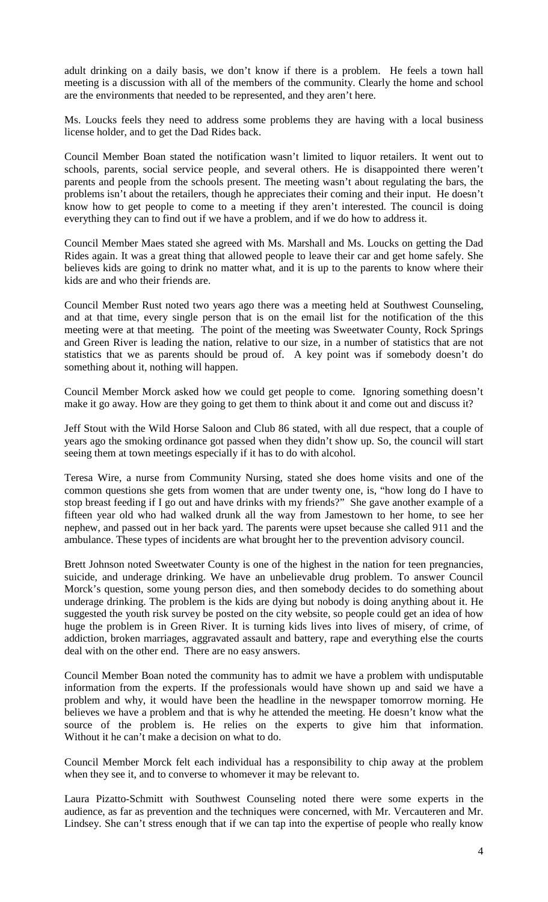adult drinking on a daily basis, we don't know if there is a problem. He feels a town hall meeting is a discussion with all of the members of the community. Clearly the home and school are the environments that needed to be represented, and they aren't here.

Ms. Loucks feels they need to address some problems they are having with a local business license holder, and to get the Dad Rides back.

Council Member Boan stated the notification wasn't limited to liquor retailers. It went out to schools, parents, social service people, and several others. He is disappointed there weren't parents and people from the schools present. The meeting wasn't about regulating the bars, the problems isn't about the retailers, though he appreciates their coming and their input. He doesn't know how to get people to come to a meeting if they aren't interested. The council is doing everything they can to find out if we have a problem, and if we do how to address it.

Council Member Maes stated she agreed with Ms. Marshall and Ms. Loucks on getting the Dad Rides again. It was a great thing that allowed people to leave their car and get home safely. She believes kids are going to drink no matter what, and it is up to the parents to know where their kids are and who their friends are.

Council Member Rust noted two years ago there was a meeting held at Southwest Counseling, and at that time, every single person that is on the email list for the notification of the this meeting were at that meeting. The point of the meeting was Sweetwater County, Rock Springs and Green River is leading the nation, relative to our size, in a number of statistics that are not statistics that we as parents should be proud of. A key point was if somebody doesn't do something about it, nothing will happen.

Council Member Morck asked how we could get people to come. Ignoring something doesn't make it go away. How are they going to get them to think about it and come out and discuss it?

Jeff Stout with the Wild Horse Saloon and Club 86 stated, with all due respect, that a couple of years ago the smoking ordinance got passed when they didn't show up. So, the council will start seeing them at town meetings especially if it has to do with alcohol.

Teresa Wire, a nurse from Community Nursing, stated she does home visits and one of the common questions she gets from women that are under twenty one, is, "how long do I have to stop breast feeding if I go out and have drinks with my friends?" She gave another example of a fifteen year old who had walked drunk all the way from Jamestown to her home, to see her nephew, and passed out in her back yard. The parents were upset because she called 911 and the ambulance. These types of incidents are what brought her to the prevention advisory council.

Brett Johnson noted Sweetwater County is one of the highest in the nation for teen pregnancies, suicide, and underage drinking. We have an unbelievable drug problem. To answer Council Morck's question, some young person dies, and then somebody decides to do something about underage drinking. The problem is the kids are dying but nobody is doing anything about it. He suggested the youth risk survey be posted on the city website, so people could get an idea of how huge the problem is in Green River. It is turning kids lives into lives of misery, of crime, of addiction, broken marriages, aggravated assault and battery, rape and everything else the courts deal with on the other end. There are no easy answers.

Council Member Boan noted the community has to admit we have a problem with undisputable information from the experts. If the professionals would have shown up and said we have a problem and why, it would have been the headline in the newspaper tomorrow morning. He believes we have a problem and that is why he attended the meeting. He doesn't know what the source of the problem is. He relies on the experts to give him that information. Without it he can't make a decision on what to do.

Council Member Morck felt each individual has a responsibility to chip away at the problem when they see it, and to converse to whomever it may be relevant to.

Laura Pizatto-Schmitt with Southwest Counseling noted there were some experts in the audience, as far as prevention and the techniques were concerned, with Mr. Vercauteren and Mr. Lindsey. She can't stress enough that if we can tap into the expertise of people who really know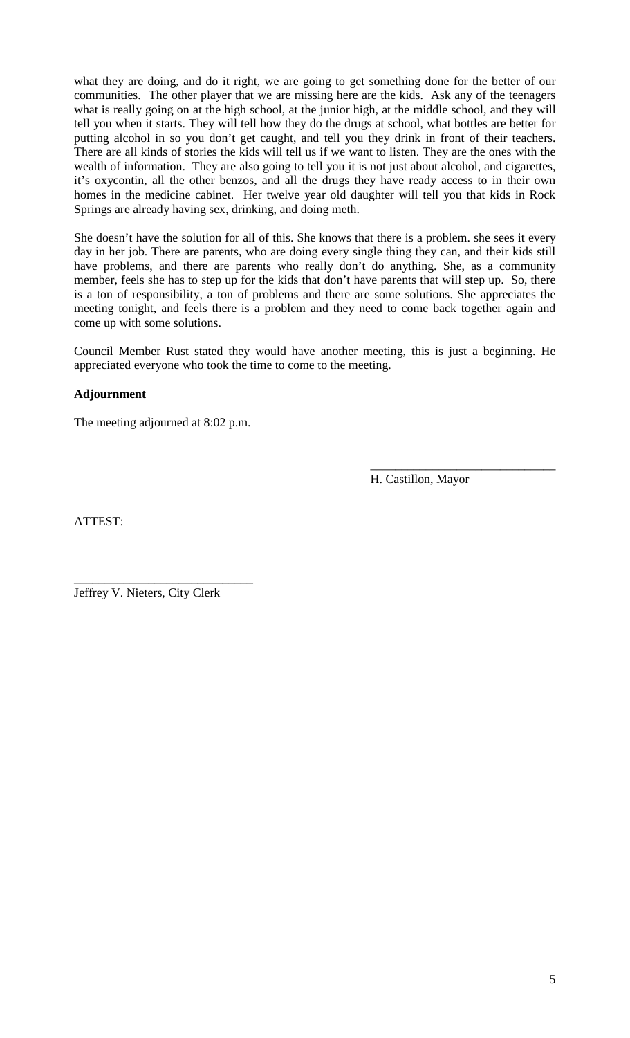what they are doing, and do it right, we are going to get something done for the better of our communities. The other player that we are missing here are the kids. Ask any of the teenagers what is really going on at the high school, at the junior high, at the middle school, and they will tell you when it starts. They will tell how they do the drugs at school, what bottles are better for putting alcohol in so you don't get caught, and tell you they drink in front of their teachers. There are all kinds of stories the kids will tell us if we want to listen. They are the ones with the wealth of information. They are also going to tell you it is not just about alcohol, and cigarettes, it's oxycontin, all the other benzos, and all the drugs they have ready access to in their own homes in the medicine cabinet. Her twelve year old daughter will tell you that kids in Rock Springs are already having sex, drinking, and doing meth.

She doesn't have the solution for all of this. She knows that there is a problem. she sees it every day in her job. There are parents, who are doing every single thing they can, and their kids still have problems, and there are parents who really don't do anything. She, as a community member, feels she has to step up for the kids that don't have parents that will step up. So, there is a ton of responsibility, a ton of problems and there are some solutions. She appreciates the meeting tonight, and feels there is a problem and they need to come back together again and come up with some solutions.

Council Member Rust stated they would have another meeting, this is just a beginning. He appreciated everyone who took the time to come to the meeting.

**Adjournment**

The meeting adjourned at 8:02 p.m.

______________________________
H. Castillon, Mayor

ATTEST:

______________________________
Jeffrey V. Nieters, City Clerk